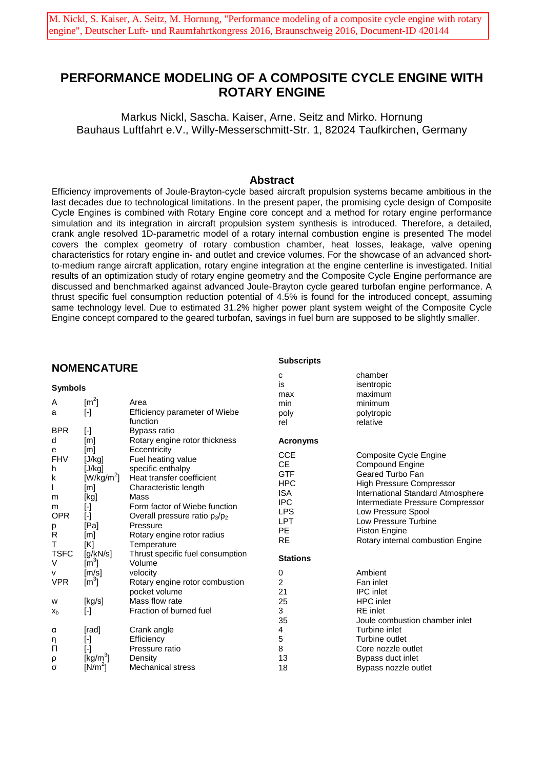M. Nickl, S. Kaiser, A. Seitz, M. Hornung, "Performance modeling of a composite cycle engine with rotary engine", Deutscher Luft- und Raumfahrtkongress 2016, Braunschweig 2016, Document-ID 420144

# PERFORMANCE MODELING OF A COMPOSITE CYCLE ENGINE WITH ROTARY ENGINE

Markus Nickl, Sascha. Kaiser, Arne. Seitz and Mirko. Hornung
Bauhaus Luftfahrt e.V., Willy-Messerschmitt-Str. 1, 82024 Taufkirchen, Germany

## Abstract

Efficiency improvements of Joule-Brayton-cycle based aircraft propulsion systems became ambitious in the last decades due to technological limitations. In the present paper, the promising cycle design of Composite Cycle Engines is combined with Rotary Engine core concept and a method for rotary engine performance simulation and its integration in aircraft propulsion system synthesis is introduced. Therefore, a detailed, crank angle resolved 1D-parametric model of a rotary internal combustion engine is presented The model covers the complex geometry of rotary combustion chamber, heat losses, leakage, valve opening characteristics for rotary engine in- and outlet and crevice volumes. For the showcase of an advanced short-to-medium range aircraft application, rotary engine integration at the engine centerline is investigated. Initial results of an optimization study of rotary engine geometry and the Composite Cycle Engine performance are discussed and benchmarked against advanced Joule-Brayton cycle geared turbofan engine performance. A thrust specific fuel consumption reduction potential of 4.5% is found for the introduced concept, assuming same technology level. Due to estimated 31.2% higher power plant system weight of the Composite Cycle Engine concept compared to the geared turbofan, savings in fuel burn are supposed to be slightly smaller.

## NOMENCATURE

### Symbols

| | | |
|---|---|---|
| A | [m$^2$] | Area |
| a | [-] | Efficiency parameter of Wiebe function |
| BPR | [-] | Bypass ratio |
| d | [m] | Rotary engine rotor thickness |
| e | [m] | Eccentricity |
| FHV | [J/kg] | Fuel heating value |
| h | [J/kg] | specific enthalpy |
| k | [W/kg/m$^2$] | Heat transfer coefficient |
| l | [m] | Characteristic length |
| m | [kg] | Mass |
| m | [-] | Form factor of Wiebe function |
| OPR | [-] | Overall pressure ratio $p_3/p_2$ |
| p | [Pa] | Pressure |
| R | [m] | Rotary engine rotor radius |
| T | [K] | Temperature |
| TSFC | [g/kN/s] | Thrust specific fuel consumption |
| V | [m$^3$] | Volume |
| v | [m/s] | velocity |
| VPR | [m$^3$] | Rotary engine rotor combustion pocket volume |
| w | [kg/s] | Mass flow rate |
| $x_b$ | [-] | Fraction of burned fuel |
| α | [rad] | Crank angle |
| η | [-] | Efficiency |
| Π | [-] | Pressure ratio |
| ρ | [kg/m$^3$] | Density |
| σ | [N/m$^2$] | Mechanical stress |

### Subscripts

| | |
|---|---|
| c | chamber |
| is | isentropic |
| max | maximum |
| min | minimum |
| poly | polytropic |
| rel | relative |

### Acronyms

| | |
|---|---|
| CCE | Composite Cycle Engine |
| CE | Compound Engine |
| GTF | Geared Turbo Fan |
| HPC | High Pressure Compressor |
| ISA | International Standard Atmosphere |
| IPC | Intermediate Pressure Compressor |
| LPS | Low Pressure Spool |
| LPT | Low Pressure Turbine |
| PE | Piston Engine |
| RE | Rotary internal combustion Engine |

### Stations

| | |
|---|---|
| 0 | Ambient |
| 2 | Fan inlet |
| 21 | IPC inlet |
| 25 | HPC inlet |
| 3 | RE inlet |
| 35 | Joule combustion chamber inlet |
| 4 | Turbine inlet |
| 5 | Turbine outlet |
| 8 | Core nozzle outlet |
| 13 | Bypass duct inlet |
| 18 | Bypass nozzle outlet |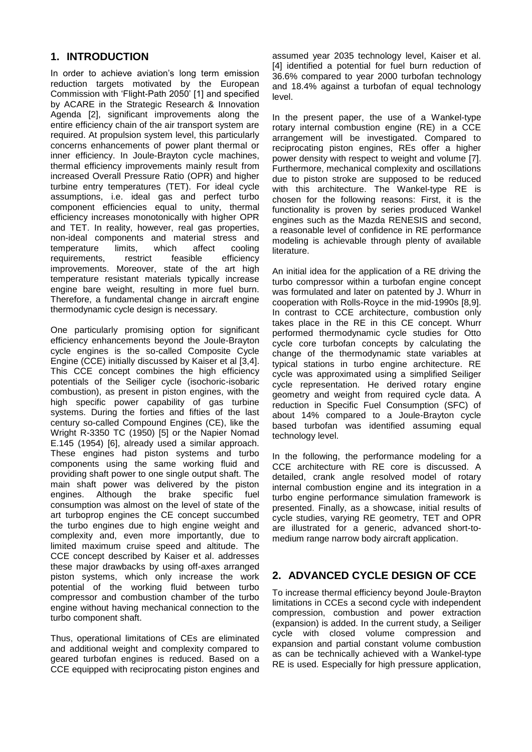## 1. INTRODUCTION

In order to achieve aviation's long term emission reduction targets motivated by the European Commission with 'Flight-Path 2050' [1] and specified by ACARE in the Strategic Research & Innovation Agenda [2], significant improvements along the entire efficiency chain of the air transport system are required. At propulsion system level, this particularly concerns enhancements of power plant thermal or inner efficiency. In Joule-Brayton cycle machines, thermal efficiency improvements mainly result from increased Overall Pressure Ratio (OPR) and higher turbine entry temperatures (TET). For ideal cycle assumptions, i.e. ideal gas and perfect turbo component efficiencies equal to unity, thermal efficiency increases monotonically with higher OPR and TET. In reality, however, real gas properties, non-ideal components and material stress and temperature limits, which affect cooling requirements, restrict feasible efficiency improvements. Moreover, state of the art high temperature resistant materials typically increase engine bare weight, resulting in more fuel burn. Therefore, a fundamental change in aircraft engine thermodynamic cycle design is necessary.

One particularly promising option for significant efficiency enhancements beyond the Joule-Brayton cycle engines is the so-called Composite Cycle Engine (CCE) initially discussed by Kaiser et al [3,4]. This CCE concept combines the high efficiency potentials of the Seiliger cycle (isochoric-isobaric combustion), as present in piston engines, with the high specific power capability of gas turbine systems. During the forties and fifties of the last century so-called Compound Engines (CE), like the Wright R-3350 TC (1950) [5] or the Napier Nomad E.145 (1954) [6], already used a similar approach. These engines had piston systems and turbo components using the same working fluid and providing shaft power to one single output shaft. The main shaft power was delivered by the piston engines. Although the brake specific fuel consumption was almost on the level of state of the art turboprop engines the CE concept succumbed the turbo engines due to high engine weight and complexity and, even more importantly, due to limited maximum cruise speed and altitude. The CCE concept described by Kaiser et al. addresses these major drawbacks by using off-axes arranged piston systems, which only increase the work potential of the working fluid between turbo compressor and combustion chamber of the turbo engine without having mechanical connection to the turbo component shaft.

Thus, operational limitations of CEs are eliminated and additional weight and complexity compared to geared turbofan engines is reduced. Based on a CCE equipped with reciprocating piston engines and assumed year 2035 technology level, Kaiser et al. [4] identified a potential for fuel burn reduction of 36.6% compared to year 2000 turbofan technology and 18.4% against a turbofan of equal technology level.

In the present paper, the use of a Wankel-type rotary internal combustion engine (RE) in a CCE arrangement will be investigated. Compared to reciprocating piston engines, REs offer a higher power density with respect to weight and volume [7]. Furthermore, mechanical complexity and oscillations due to piston stroke are supposed to be reduced with this architecture. The Wankel-type RE is chosen for the following reasons: First, it is the functionality is proven by series produced Wankel engines such as the Mazda RENESIS and second, a reasonable level of confidence in RE performance modeling is achievable through plenty of available literature.

An initial idea for the application of a RE driving the turbo compressor within a turbofan engine concept was formulated and later on patented by J. Whurr in cooperation with Rolls-Royce in the mid-1990s [8,9]. In contrast to CCE architecture, combustion only takes place in the RE in this CE concept. Whurr performed thermodynamic cycle studies for Otto cycle core turbofan concepts by calculating the change of the thermodynamic state variables at typical stations in turbo engine architecture. RE cycle was approximated using a simplified Seiliger cycle representation. He derived rotary engine geometry and weight from required cycle data. A reduction in Specific Fuel Consumption (SFC) of about 14% compared to a Joule-Brayton cycle based turbofan was identified assuming equal technology level.

In the following, the performance modeling for a CCE architecture with RE core is discussed. A detailed, crank angle resolved model of rotary internal combustion engine and its integration in a turbo engine performance simulation framework is presented. Finally, as a showcase, initial results of cycle studies, varying RE geometry, TET and OPR are illustrated for a generic, advanced short-to-medium range narrow body aircraft application.

## 2. ADVANCED CYCLE DESIGN OF CCE

To increase thermal efficiency beyond Joule-Brayton limitations in CCEs a second cycle with independent compression, combustion and power extraction (expansion) is added. In the current study, a Seiliger cycle with closed volume compression and expansion and partial constant volume combustion as can be technically achieved with a Wankel-type RE is used. Especially for high pressure application,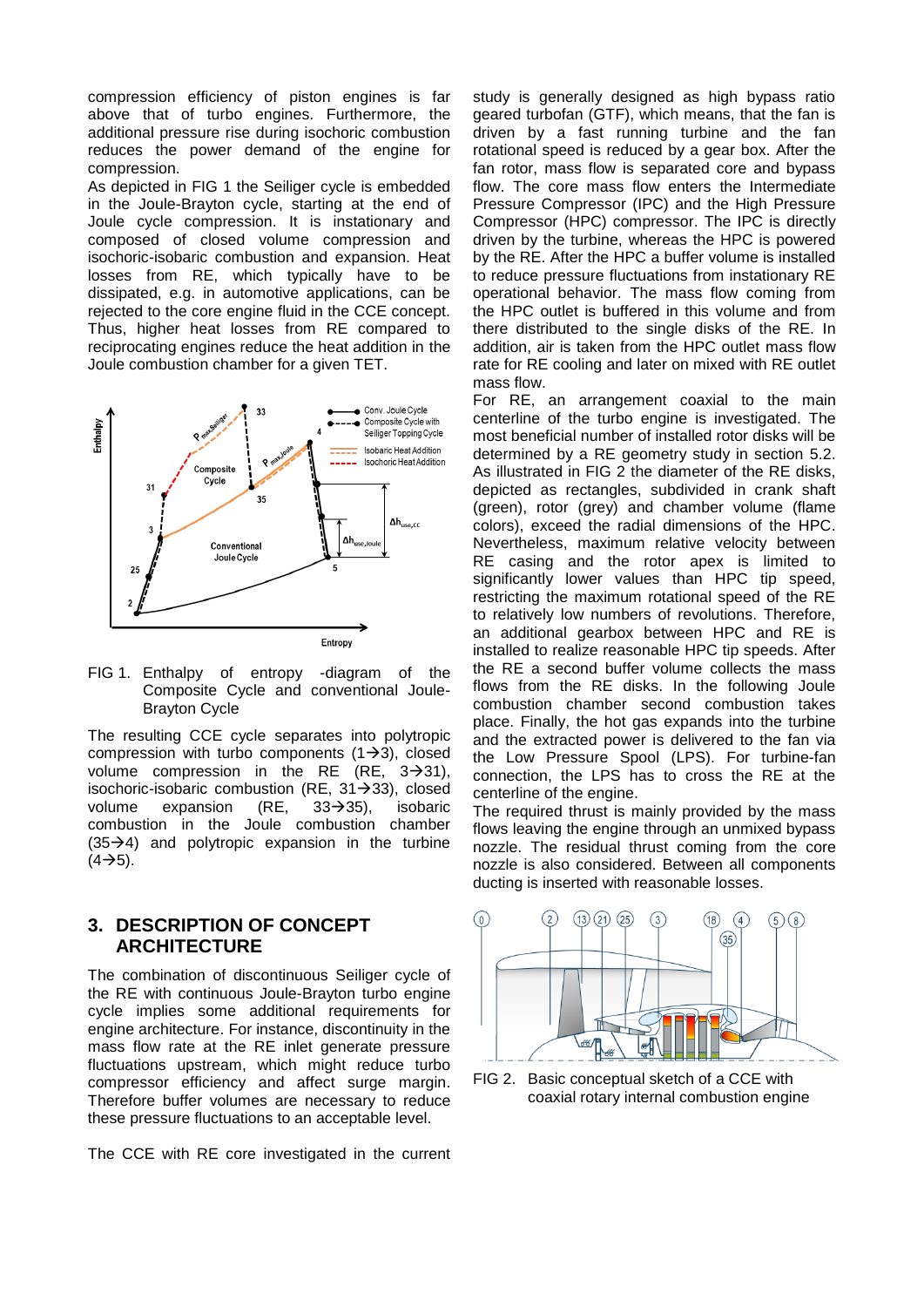compression efficiency of piston engines is far above that of turbo engines. Furthermore, the additional pressure rise during isochoric combustion reduces the power demand of the engine for compression.

As depicted in FIG 1 the Seiliger cycle is embedded in the Joule-Brayton cycle, starting at the end of Joule cycle compression. It is instationary and composed of closed volume compression and isochoric-isobaric combustion and expansion. Heat losses from RE, which typically have to be dissipated, e.g. in automotive applications, can be rejected to the core engine fluid in the CCE concept. Thus, higher heat losses from RE compared to reciprocating engines reduce the heat addition in the Joule combustion chamber for a given TET.

FIG 1. Enthalpy of entropy -diagram of the Composite Cycle and conventional Joule-Brayton Cycle

The resulting CCE cycle separates into polytropic compression with turbo components (1→3), closed volume compression in the RE (RE, 3→31), isochoric-isobaric combustion (RE, 31→33), closed volume expansion (RE, 33→35), isobaric combustion in the Joule combustion chamber (35→4) and polytropic expansion in the turbine (4→5).

## 3. DESCRIPTION OF CONCEPT ARCHITECTURE

The combination of discontinuous Seiliger cycle of the RE with continuous Joule-Brayton turbo engine cycle implies some additional requirements for engine architecture. For instance, discontinuity in the mass flow rate at the RE inlet generate pressure fluctuations upstream, which might reduce turbo compressor efficiency and affect surge margin. Therefore buffer volumes are necessary to reduce these pressure fluctuations to an acceptable level.

The CCE with RE core investigated in the current study is generally designed as high bypass ratio geared turbofan (GTF), which means, that the fan is driven by a fast running turbine and the fan rotational speed is reduced by a gear box. After the fan rotor, mass flow is separated core and bypass flow. The core mass flow enters the Intermediate Pressure Compressor (IPC) and the High Pressure Compressor (HPC) compressor. The IPC is directly driven by the turbine, whereas the HPC is powered by the RE. After the HPC a buffer volume is installed to reduce pressure fluctuations from instationary RE operational behavior. The mass flow coming from the HPC outlet is buffered in this volume and from there distributed to the single disks of the RE. In addition, air is taken from the HPC outlet mass flow rate for RE cooling and later on mixed with RE outlet mass flow.

For RE, an arrangement coaxial to the main centerline of the turbo engine is investigated. The most beneficial number of installed rotor disks will be determined by a RE geometry study in section 5.2. As illustrated in FIG 2 the diameter of the RE disks, depicted as rectangles, subdivided in crank shaft (green), rotor (grey) and chamber volume (flame colors), exceed the radial dimensions of the HPC. Nevertheless, maximum relative velocity between RE casing and the rotor apex is limited to significantly lower values than HPC tip speed, restricting the maximum rotational speed of the RE to relatively low numbers of revolutions. Therefore, an additional gearbox between HPC and RE is installed to realize reasonable HPC tip speeds. After the RE a second buffer volume collects the mass flows from the RE disks. In the following Joule combustion chamber second combustion takes place. Finally, the hot gas expands into the turbine and the extracted power is delivered to the fan via the Low Pressure Spool (LPS). For turbine-fan connection, the LPS has to cross the RE at the centerline of the engine.

The required thrust is mainly provided by the mass flows leaving the engine through an unmixed bypass nozzle. The residual thrust coming from the core nozzle is also considered. Between all components ducting is inserted with reasonable losses.

FIG 2. Basic conceptual sketch of a CCE with coaxial rotary internal combustion engine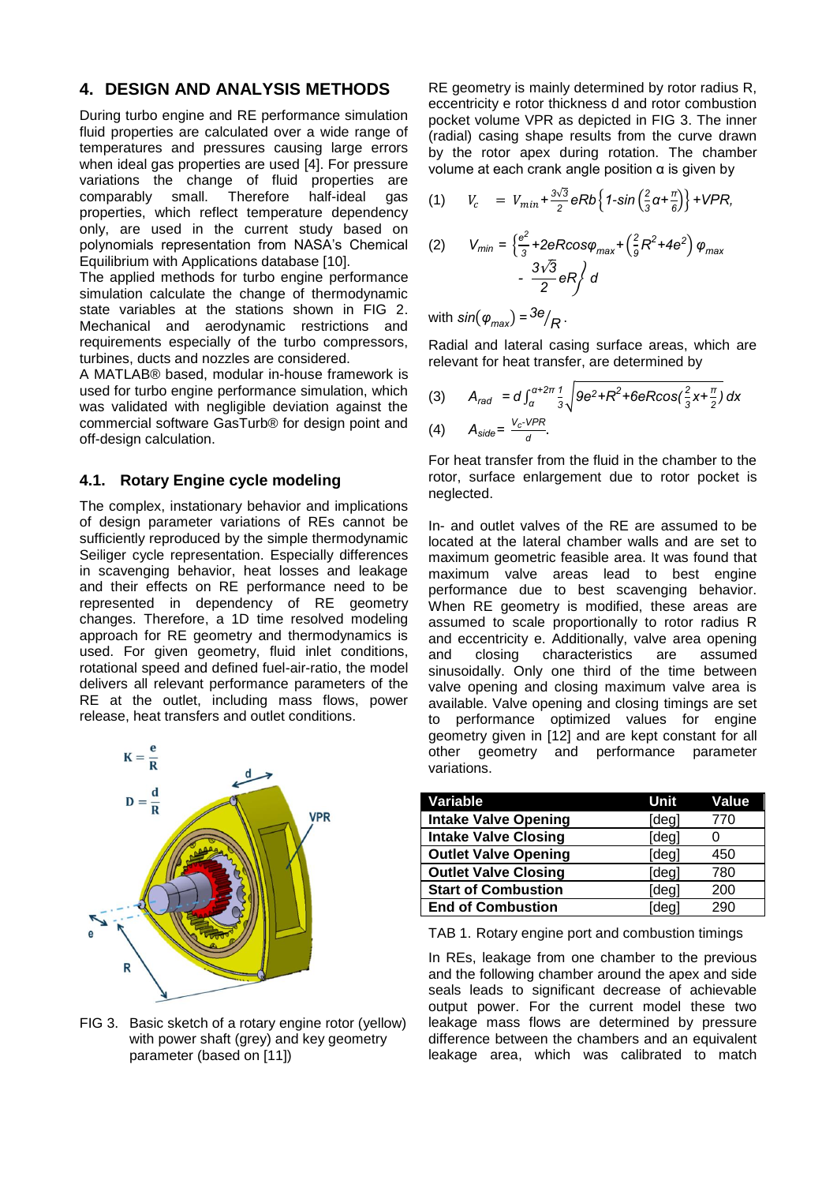## 4. DESIGN AND ANALYSIS METHODS

During turbo engine and RE performance simulation fluid properties are calculated over a wide range of temperatures and pressures causing large errors when ideal gas properties are used [4]. For pressure variations the change of fluid properties are comparably small. Therefore half-ideal gas properties, which reflect temperature dependency only, are used in the current study based on polynomials representation from NASA's Chemical Equilibrium with Applications database [10].

The applied methods for turbo engine performance simulation calculate the change of thermodynamic state variables at the stations shown in FIG 2. Mechanical and aerodynamic restrictions and requirements especially of the turbo compressors, turbines, ducts and nozzles are considered.

A MATLAB® based, modular in-house framework is used for turbo engine performance simulation, which was validated with negligible deviation against the commercial software GasTurb® for design point and off-design calculation.

### 4.1. Rotary Engine cycle modeling

The complex, instationary behavior and implications of design parameter variations of REs cannot be sufficiently reproduced by the simple thermodynamic Seiliger cycle representation. Especially differences in scavenging behavior, heat losses and leakage and their effects on RE performance need to be represented in dependency of RE geometry changes. Therefore, a 1D time resolved modeling approach for RE geometry and thermodynamics is used. For given geometry, fluid inlet conditions, rotational speed and defined fuel-air-ratio, the model delivers all relevant performance parameters of the RE at the outlet, including mass flows, power release, heat transfers and outlet conditions.

FIG 3. Basic sketch of a rotary engine rotor (yellow) with power shaft (grey) and key geometry parameter (based on [11])

RE geometry is mainly determined by rotor radius R, eccentricity e rotor thickness d and rotor combustion pocket volume VPR as depicted in FIG 3. The inner (radial) casing shape results from the curve drawn by the rotor apex during rotation. The chamber volume at each crank angle position α is given by

$$(1) \quad V_c = V_{min} + \frac{3\sqrt{3}}{2} eRb\left\{1\text{-}\sin\left(\frac{2}{3}\alpha+\frac{\pi}{6}\right)\right\} + VPR,$$

$$(2) \quad V_{min} = \left\{\frac{e^2}{3} + 2eR\cos\varphi_{max} + \left(\frac{2}{9}R^2+4e^2\right)\varphi_{max} - \frac{3\sqrt{3}}{2}eR\right\} d$$

with $\sin(\varphi_{max}) = {}^{3e}/_{R}$.

Radial and lateral casing surface areas, which are relevant for heat transfer, are determined by

$$(3) \quad A_{rad} = d\int_{\alpha}^{\alpha+2\pi} \frac{1}{3}\sqrt{9e^2+R^2+6eR\cos\left(\frac{2}{3}x+\frac{\pi}{2}\right)}\,dx$$

$$(4) \quad A_{side} = \frac{V_c\text{-}VPR}{d}.$$

For heat transfer from the fluid in the chamber to the rotor, surface enlargement due to rotor pocket is neglected.

In- and outlet valves of the RE are assumed to be located at the lateral chamber walls and are set to maximum geometric feasible area. It was found that maximum valve areas lead to best engine performance due to best scavenging behavior. When RE geometry is modified, these areas are assumed to scale proportionally to rotor radius R and eccentricity e. Additionally, valve area opening and closing characteristics are assumed sinusoidally. Only one third of the time between valve opening and closing maximum valve area is available. Valve opening and closing timings are set to performance optimized values for engine geometry given in [12] and are kept constant for all other geometry and performance parameter variations.

| Variable | Unit | Value |
|---|---|---|
| **Intake Valve Opening** | [deg] | 770 |
| **Intake Valve Closing** | [deg] | 0 |
| **Outlet Valve Opening** | [deg] | 450 |
| **Outlet Valve Closing** | [deg] | 780 |
| **Start of Combustion** | [deg] | 200 |
| **End of Combustion** | [deg] | 290 |

TAB 1. Rotary engine port and combustion timings

In REs, leakage from one chamber to the previous and the following chamber around the apex and side seals leads to significant decrease of achievable output power. For the current model these two leakage mass flows are determined by pressure difference between the chambers and an equivalent leakage area, which was calibrated to match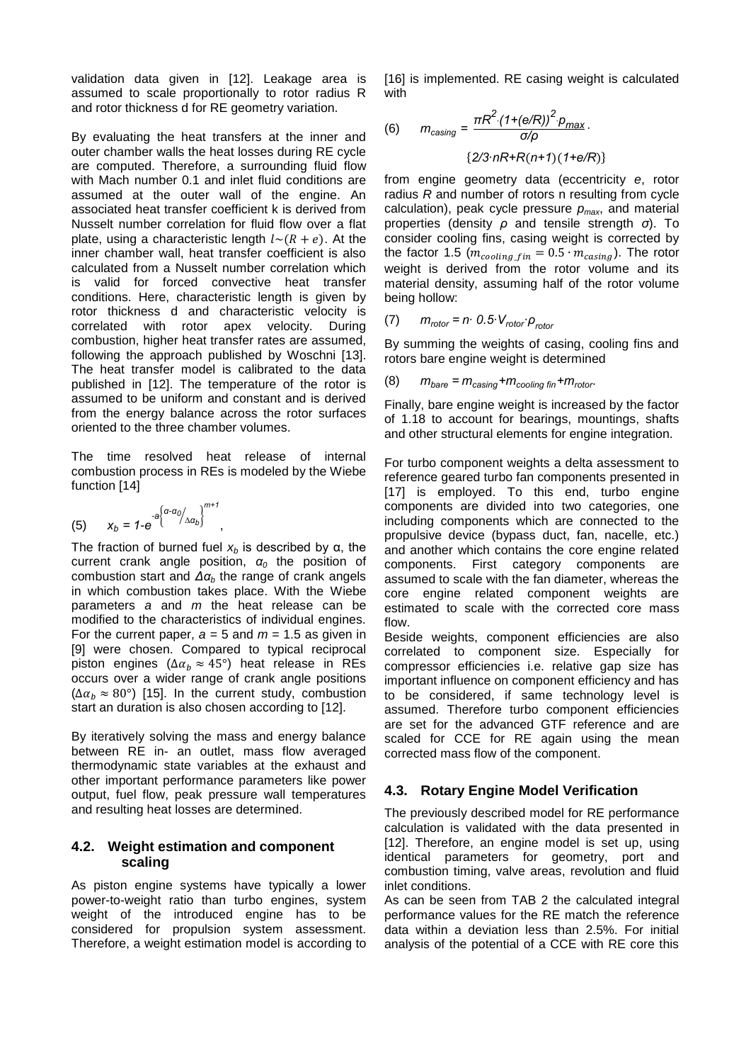validation data given in [12]. Leakage area is assumed to scale proportionally to rotor radius R and rotor thickness d for RE geometry variation.

By evaluating the heat transfers at the inner and outer chamber walls the heat losses during RE cycle are computed. Therefore, a surrounding fluid flow with Mach number 0.1 and inlet fluid conditions are assumed at the outer wall of the engine. An associated heat transfer coefficient k is derived from Nusselt number correlation for fluid flow over a flat plate, using a characteristic length $l \sim (R+e)$. At the inner chamber wall, heat transfer coefficient is also calculated from a Nusselt number correlation which is valid for forced convective heat transfer conditions. Here, characteristic length is given by rotor thickness d and characteristic velocity is correlated with rotor apex velocity. During combustion, higher heat transfer rates are assumed, following the approach published by Woschni [13]. The heat transfer model is calibrated to the data published in [12]. The temperature of the rotor is assumed to be uniform and constant and is derived from the energy balance across the rotor surfaces oriented to the three chamber volumes.

The time resolved heat release of internal combustion process in REs is modeled by the Wiebe function [14]

$$x_b = 1 - e^{-a\left\{\alpha - \alpha_0 / \Delta\alpha_b\right\}^{m+1}} \tag{5}$$

The fraction of burned fuel $x_b$ is described by α, the current crank angle position, $\alpha_0$ the position of combustion start and $\Delta\alpha_b$ the range of crank angels in which combustion takes place. With the Wiebe parameters $a$ and $m$ the heat release can be modified to the characteristics of individual engines. For the current paper, $a = 5$ and $m = 1.5$ as given in [9] were chosen. Compared to typical reciprocal piston engines ($\Delta\alpha_b \approx 45°$) heat release in REs occurs over a wider range of crank angle positions ($\Delta\alpha_b \approx 80°$) [15]. In the current study, combustion start an duration is also chosen according to [12].

By iteratively solving the mass and energy balance between RE in- an outlet, mass flow averaged thermodynamic state variables at the exhaust and other important performance parameters like power output, fuel flow, peak pressure wall temperatures and resulting heat losses are determined.

## 4.2. Weight estimation and component scaling

As piston engine systems have typically a lower power-to-weight ratio than turbo engines, system weight of the introduced engine has to be considered for propulsion system assessment. Therefore, a weight estimation model is according to [16] is implemented. RE casing weight is calculated with

$$m_{casing} = \frac{\pi R^2 \cdot (1+(e/R))^2 \cdot p_{max}}{\sigma/\rho} \cdot \{2/3 \cdot nR + R(n+1)(1+e/R)\} \tag{6}$$

from engine geometry data (eccentricity $e$, rotor radius $R$ and number of rotors n resulting from cycle calculation), peak cycle pressure $p_{max}$, and material properties (density $\rho$ and tensile strength $\sigma$). To consider cooling fins, casing weight is corrected by the factor 1.5 ($m_{cooling\_fin} = 0.5 \cdot m_{casing}$). The rotor weight is derived from the rotor volume and its material density, assuming half of the rotor volume being hollow:

$$m_{rotor} = n \cdot 0.5 \cdot V_{rotor} \cdot \rho_{rotor} \tag{7}$$

By summing the weights of casing, cooling fins and rotors bare engine weight is determined

$$m_{bare} = m_{casing} + m_{cooling\ fin} + m_{rotor}. \tag{8}$$

Finally, bare engine weight is increased by the factor of 1.18 to account for bearings, mountings, shafts and other structural elements for engine integration.

For turbo component weights a delta assessment to reference geared turbo fan components presented in [17] is employed. To this end, turbo engine components are divided into two categories, one including components which are connected to the propulsive device (bypass duct, fan, nacelle, etc.) and another which contains the core engine related components. First category components are assumed to scale with the fan diameter, whereas the core engine related component weights are estimated to scale with the corrected core mass flow.

Beside weights, component efficiencies are also correlated to component size. Especially for compressor efficiencies i.e. relative gap size has important influence on component efficiency and has to be considered, if same technology level is assumed. Therefore turbo component efficiencies are set for the advanced GTF reference and are scaled for CCE for RE again using the mean corrected mass flow of the component.

## 4.3. Rotary Engine Model Verification

The previously described model for RE performance calculation is validated with the data presented in [12]. Therefore, an engine model is set up, using identical parameters for geometry, port and combustion timing, valve areas, revolution and fluid inlet conditions.

As can be seen from TAB 2 the calculated integral performance values for the RE match the reference data within a deviation less than 2.5%. For initial analysis of the potential of a CCE with RE core this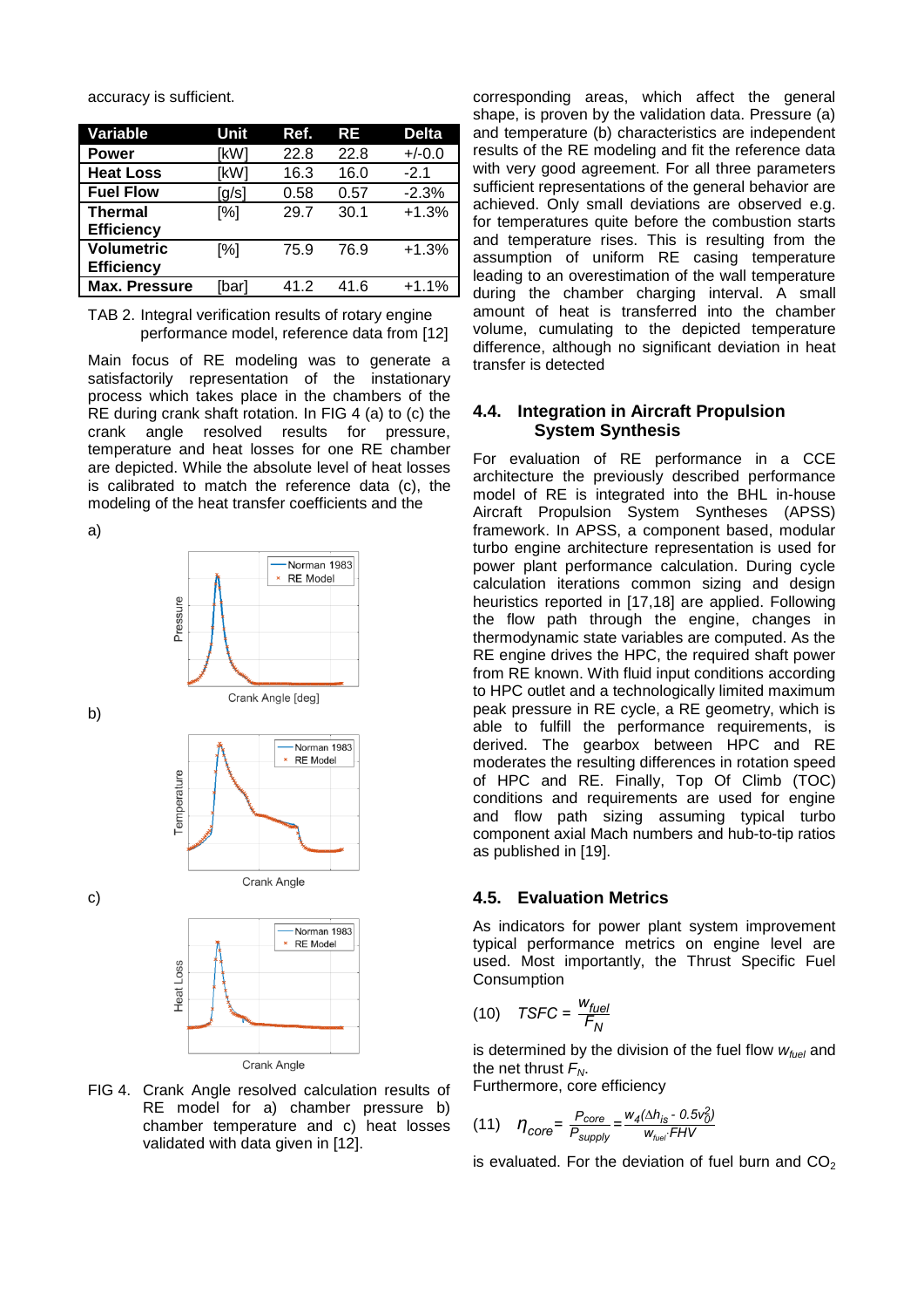accuracy is sufficient.

| Variable | Unit | Ref. | RE | Delta |
|---|---|---|---|---|
| **Power** | [kW] | 22.8 | 22.8 | +/-0.0 |
| **Heat Loss** | [kW] | 16.3 | 16.0 | -2.1 |
| **Fuel Flow** | [g/s] | 0.58 | 0.57 | -2.3% |
| **Thermal Efficiency** | [%] | 29.7 | 30.1 | +1.3% |
| **Volumetric Efficiency** | [%] | 75.9 | 76.9 | +1.3% |
| **Max. Pressure** | [bar] | 41.2 | 41.6 | +1.1% |

TAB 2. Integral verification results of rotary engine performance model, reference data from [12]

Main focus of RE modeling was to generate a satisfactorily representation of the instationary process which takes place in the chambers of the RE during crank shaft rotation. In FIG 4 (a) to (c) the crank angle resolved results for pressure, temperature and heat losses for one RE chamber are depicted. While the absolute level of heat losses is calibrated to match the reference data (c), the modeling of the heat transfer coefficients and the corresponding areas, which affect the general shape, is proven by the validation data. Pressure (a) and temperature (b) characteristics are independent results of the RE modeling and fit the reference data with very good agreement. For all three parameters sufficient representations of the general behavior are achieved. Only small deviations are observed e.g. for temperatures quite before the combustion starts and temperature rises. This is resulting from the assumption of uniform RE casing temperature leading to an overestimation of the wall temperature during the chamber charging interval. A small amount of heat is transferred into the chamber volume, cumulating to the depicted temperature difference, although no significant deviation in heat transfer is detected

a)

b)

c)

FIG 4. Crank Angle resolved calculation results of RE model for a) chamber pressure b) chamber temperature and c) heat losses validated with data given in [12].

### 4.4. Integration in Aircraft Propulsion System Synthesis

For evaluation of RE performance in a CCE architecture the previously described performance model of RE is integrated into the BHL in-house Aircraft Propulsion System Syntheses (APSS) framework. In APSS, a component based, modular turbo engine architecture representation is used for power plant performance calculation. During cycle calculation iterations common sizing and design heuristics reported in [17,18] are applied. Following the flow path through the engine, changes in thermodynamic state variables are computed. As the RE engine drives the HPC, the required shaft power from RE known. With fluid input conditions according to HPC outlet and a technologically limited maximum peak pressure in RE cycle, a RE geometry, which is able to fulfill the performance requirements, is derived. The gearbox between HPC and RE moderates the resulting differences in rotation speed of HPC and RE. Finally, Top Of Climb (TOC) conditions and requirements are used for engine and flow path sizing assuming typical turbo component axial Mach numbers and hub-to-tip ratios as published in [19].

### 4.5. Evaluation Metrics

As indicators for power plant system improvement typical performance metrics on engine level are used. Most importantly, the Thrust Specific Fuel Consumption

$$(10) \quad TSFC = \frac{w_{fuel}}{F_N}$$

is determined by the division of the fuel flow $w_{fuel}$ and the net thrust $F_N$.
Furthermore, core efficiency

$$(11) \quad \eta_{core} = \frac{P_{core}}{P_{supply}} = \frac{w_4(\Delta h_{is} - 0.5v_0^2)}{w_{fuel} \cdot FHV}$$

is evaluated. For the deviation of fuel burn and $CO_2$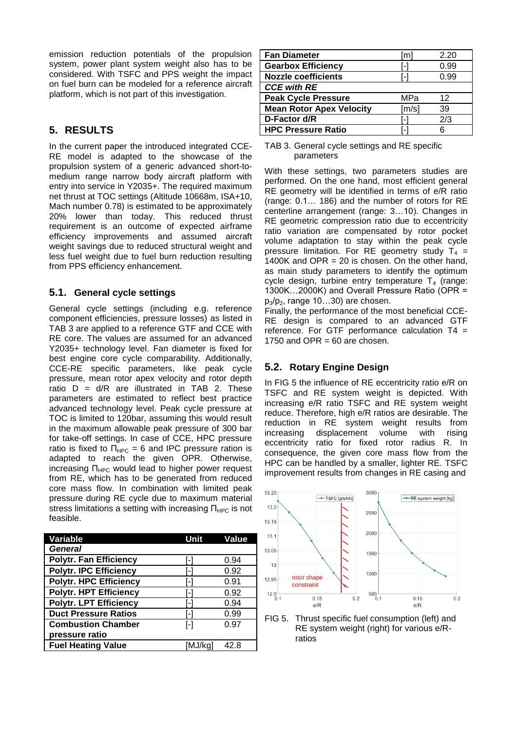emission reduction potentials of the propulsion system, power plant system weight also has to be considered. With TSFC and PPS weight the impact on fuel burn can be modeled for a reference aircraft platform, which is not part of this investigation.

## 5. RESULTS

In the current paper the introduced integrated CCE-RE model is adapted to the showcase of the propulsion system of a generic advanced short-to-medium range narrow body aircraft platform with entry into service in Y2035+. The required maximum net thrust at TOC settings (Altitude 10668m, ISA+10, Mach number 0.78) is estimated to be approximately 20% lower than today. This reduced thrust requirement is an outcome of expected airframe efficiency improvements and assumed aircraft weight savings due to reduced structural weight and less fuel weight due to fuel burn reduction resulting from PPS efficiency enhancement.

### 5.1. General cycle settings

General cycle settings (including e.g. reference component efficiencies, pressure losses) as listed in TAB 3 are applied to a reference GTF and CCE with RE core. The values are assumed for an advanced Y2035+ technology level. Fan diameter is fixed for best engine core cycle comparability. Additionally, CCE-RE specific parameters, like peak cycle pressure, mean rotor apex velocity and rotor depth ratio D = d/R are illustrated in TAB 2. These parameters are estimated to reflect best practice advanced technology level. Peak cycle pressure at TOC is limited to 120bar, assuming this would result in the maximum allowable peak pressure of 300 bar for take-off settings. In case of CCE, HPC pressure ratio is fixed to $\Pi_{HPC}$ = 6 and IPC pressure ration is adapted to reach the given OPR. Otherwise, increasing $\Pi_{HPC}$ would lead to higher power request from RE, which has to be generated from reduced core mass flow. In combination with limited peak pressure during RE cycle due to maximum material stress limitations a setting with increasing $\Pi_{HPC}$ is not feasible.

| Variable | Unit | Value |
|---|---|---|
| ***General*** | | |
| **Polytr. Fan Efficiency** | [-] | 0.94 |
| **Polytr. IPC Efficiency** | [-] | 0.92 |
| **Polytr. HPC Efficiency** | [-] | 0.91 |
| **Polytr. HPT Efficiency** | [-] | 0.92 |
| **Polytr. LPT Efficiency** | [-] | 0.94 |
| **Duct Pressure Ratios** | [-] | 0.99 |
| **Combustion Chamber pressure ratio** | [-] | 0.97 |
| **Fuel Heating Value** | [MJ/kg] | 42.8 |
| **Fan Diameter** | [m] | 2.20 |
| **Gearbox Efficiency** | [-] | 0.99 |
| **Nozzle coefficients** | [-] | 0.99 |
| ***CCE with RE*** | | |
| **Peak Cycle Pressure** | MPa | 12 |
| **Mean Rotor Apex Velocity** | [m/s] | 39 |
| **D-Factor d/R** | [-] | 2/3 |
| **HPC Pressure Ratio** | [-] | 6 |

TAB 3. General cycle settings and RE specific parameters

With these settings, two parameters studies are performed. On the one hand, most efficient general RE geometry will be identified in terms of e/R ratio (range: 0.1… 186) and the number of rotors for RE centerline arrangement (range: 3…10). Changes in RE geometric compression ratio due to eccentricity ratio variation are compensated by rotor pocket volume adaptation to stay within the peak cycle pressure limitation. For RE geometry study $T_4$ = 1400K and OPR = 20 is chosen. On the other hand, as main study parameters to identify the optimum cycle design, turbine entry temperature $T_4$ (range: 1300K…2000K) and Overall Pressure Ratio (OPR = $p_3/p_2$, range 10…30) are chosen.
Finally, the performance of the most beneficial CCE-RE design is compared to an advanced GTF reference. For GTF performance calculation T4 = 1750 and OPR = 60 are chosen.

### 5.2. Rotary Engine Design

In FIG 5 the influence of RE eccentricity ratio e/R on TSFC and RE system weight is depicted. With increasing e/R ratio TSFC and RE system weight reduce. Therefore, high e/R ratios are desirable. The reduction in RE system weight results from increasing displacement volume with rising eccentricity ratio for fixed rotor radius R. In consequence, the given core mass flow from the HPC can be handled by a smaller, lighter RE. TSFC improvement results from changes in RE casing and

FIG 5. Thrust specific fuel consumption (left) and RE system weight (right) for various e/R-ratios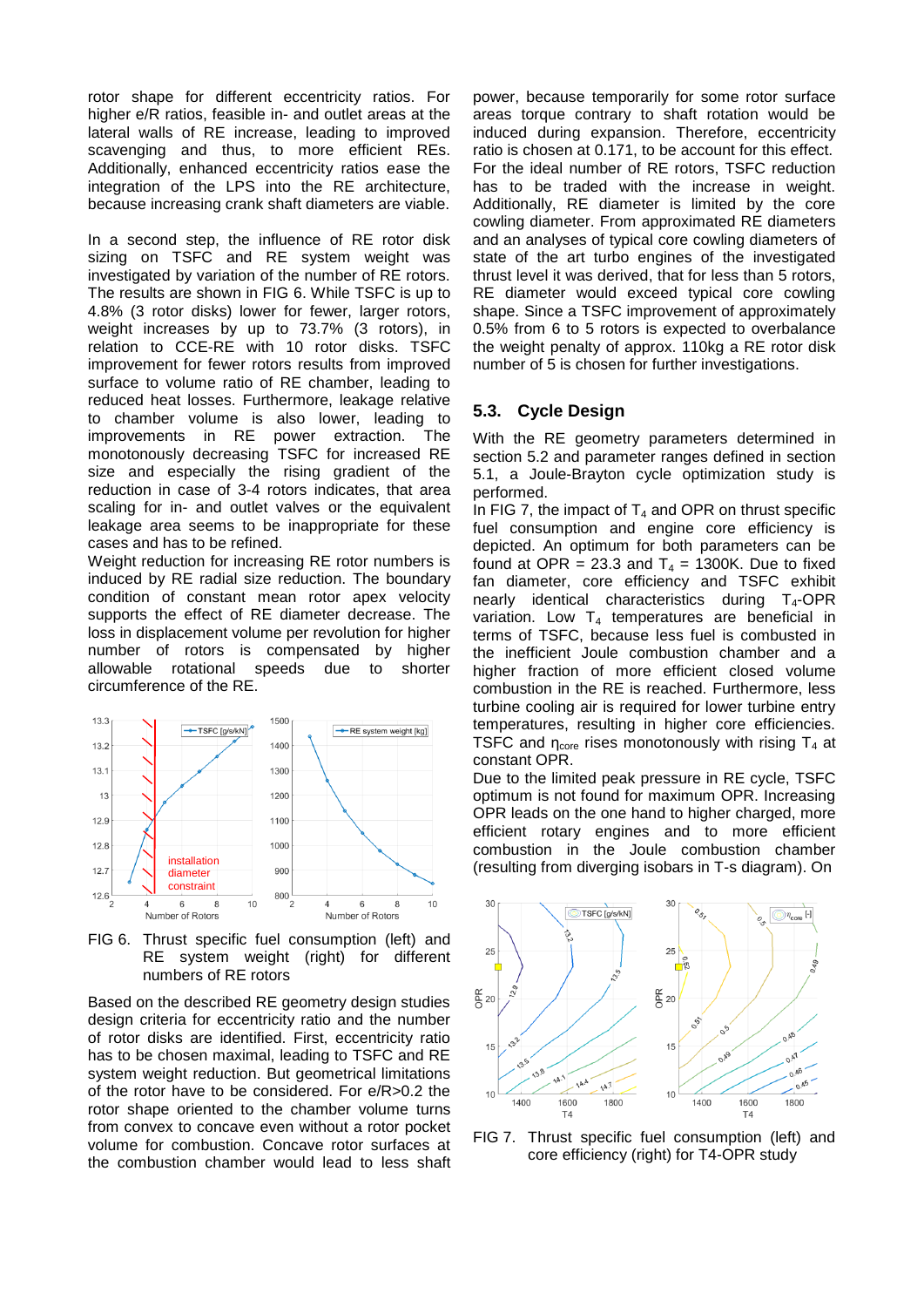rotor shape for different eccentricity ratios. For higher e/R ratios, feasible in- and outlet areas at the lateral walls of RE increase, leading to improved scavenging and thus, to more efficient REs. Additionally, enhanced eccentricity ratios ease the integration of the LPS into the RE architecture, because increasing crank shaft diameters are viable.

In a second step, the influence of RE rotor disk sizing on TSFC and RE system weight was investigated by variation of the number of RE rotors. The results are shown in FIG 6. While TSFC is up to 4.8% (3 rotor disks) lower for fewer, larger rotors, weight increases by up to 73.7% (3 rotors), in relation to CCE-RE with 10 rotor disks. TSFC improvement for fewer rotors results from improved surface to volume ratio of RE chamber, leading to reduced heat losses. Furthermore, leakage relative to chamber volume is also lower, leading to improvements in RE power extraction. The monotonously decreasing TSFC for increased RE size and especially the rising gradient of the reduction in case of 3-4 rotors indicates, that area scaling for in- and outlet valves or the equivalent leakage area seems to be inappropriate for these cases and has to be refined.

Weight reduction for increasing RE rotor numbers is induced by RE radial size reduction. The boundary condition of constant mean rotor apex velocity supports the effect of RE diameter decrease. The loss in displacement volume per revolution for higher number of rotors is compensated by higher allowable rotational speeds due to shorter circumference of the RE.

FIG 6. Thrust specific fuel consumption (left) and RE system weight (right) for different numbers of RE rotors

Based on the described RE geometry design studies design criteria for eccentricity ratio and the number of rotor disks are identified. First, eccentricity ratio has to be chosen maximal, leading to TSFC and RE system weight reduction. But geometrical limitations of the rotor have to be considered. For e/R>0.2 the rotor shape oriented to the chamber volume turns from convex to concave even without a rotor pocket volume for combustion. Concave rotor surfaces at the combustion chamber would lead to less shaft power, because temporarily for some rotor surface areas torque contrary to shaft rotation would be induced during expansion. Therefore, eccentricity ratio is chosen at 0.171, to be account for this effect. For the ideal number of RE rotors, TSFC reduction has to be traded with the increase in weight. Additionally, RE diameter is limited by the core cowling diameter. From approximated RE diameters and an analyses of typical core cowling diameters of state of the art turbo engines of the investigated thrust level it was derived, that for less than 5 rotors, RE diameter would exceed typical core cowling shape. Since a TSFC improvement of approximately 0.5% from 6 to 5 rotors is expected to overbalance the weight penalty of approx. 110kg a RE rotor disk number of 5 is chosen for further investigations.

## 5.3. Cycle Design

With the RE geometry parameters determined in section 5.2 and parameter ranges defined in section 5.1, a Joule-Brayton cycle optimization study is performed.

In FIG 7, the impact of $T_4$ and OPR on thrust specific fuel consumption and engine core efficiency is depicted. An optimum for both parameters can be found at OPR = 23.3 and $T_4$ = 1300K. Due to fixed fan diameter, core efficiency and TSFC exhibit nearly identical characteristics during $T_4$-OPR variation. Low $T_4$ temperatures are beneficial in terms of TSFC, because less fuel is combusted in the inefficient Joule combustion chamber and a higher fraction of more efficient closed volume combustion in the RE is reached. Furthermore, less turbine cooling air is required for lower turbine entry temperatures, resulting in higher core efficiencies. TSFC and $\eta_{core}$ rises monotonously with rising $T_4$ at constant OPR.

Due to the limited peak pressure in RE cycle, TSFC optimum is not found for maximum OPR. Increasing OPR leads on the one hand to higher charged, more efficient rotary engines and to more efficient combustion in the Joule combustion chamber (resulting from diverging isobars in T-s diagram). On

FIG 7. Thrust specific fuel consumption (left) and core efficiency (right) for T4-OPR study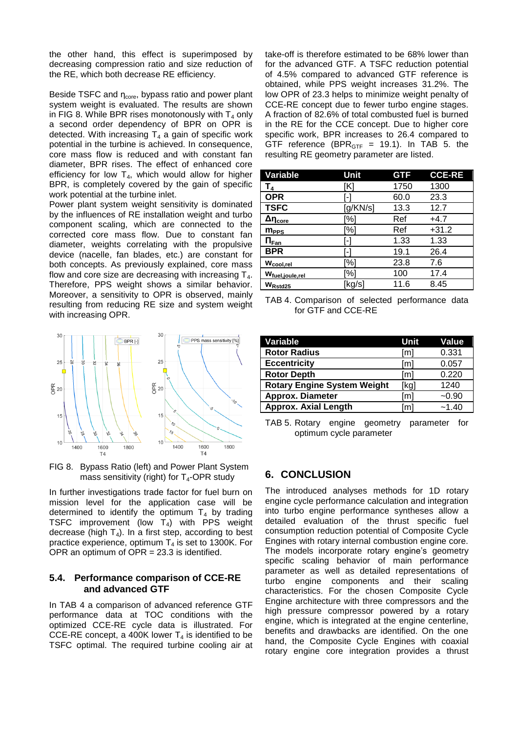the other hand, this effect is superimposed by decreasing compression ratio and size reduction of the RE, which both decrease RE efficiency.

Beside TSFC and $\eta_{core}$, bypass ratio and power plant system weight is evaluated. The results are shown in FIG 8. While BPR rises monotonously with $T_4$ only a second order dependency of BPR on OPR is detected. With increasing $T_4$ a gain of specific work potential in the turbine is achieved. In consequence, core mass flow is reduced and with constant fan diameter, BPR rises. The effect of enhanced core efficiency for low $T_4$, which would allow for higher BPR, is completely covered by the gain of specific work potential at the turbine inlet.

Power plant system weight sensitivity is dominated by the influences of RE installation weight and turbo component scaling, which are connected to the corrected core mass flow. Due to constant fan diameter, weights correlating with the propulsive device (nacelle, fan blades, etc.) are constant for both concepts. As previously explained, core mass flow and core size are decreasing with increasing $T_4$. Therefore, PPS weight shows a similar behavior. Moreover, a sensitivity to OPR is observed, mainly resulting from reducing RE size and system weight with increasing OPR.

FIG 8. Bypass Ratio (left) and Power Plant System mass sensitivity (right) for $T_4$-OPR study

In further investigations trade factor for fuel burn on mission level for the application case will be determined to identify the optimum $T_4$ by trading TSFC improvement (low $T_4$) with PPS weight decrease (high $T_4$). In a first step, according to best practice experience, optimum $T_4$ is set to 1300K. For OPR an optimum of OPR = 23.3 is identified.

### 5.4. Performance comparison of CCE-RE and advanced GTF

In TAB 4 a comparison of advanced reference GTF performance data at TOC conditions with the optimized CCE-RE cycle data is illustrated. For CCE-RE concept, a 400K lower $T_4$ is identified to be TSFC optimal. The required turbine cooling air at take-off is therefore estimated to be 68% lower than for the advanced GTF. A TSFC reduction potential of 4.5% compared to advanced GTF reference is obtained, while PPS weight increases 31.2%. The low OPR of 23.3 helps to minimize weight penalty of CCE-RE concept due to fewer turbo engine stages. A fraction of 82.6% of total combusted fuel is burned in the RE for the CCE concept. Due to higher core specific work, BPR increases to 26.4 compared to GTF reference ($BPR_{GTF}$ = 19.1). In TAB 5. the resulting RE geometry parameter are listed.

| Variable | Unit | GTF | CCE-RE |
|---|---|---|---|
| $T_4$ | [K] | 1750 | 1300 |
| OPR | [-] | 60.0 | 23.3 |
| TSFC | [g/KN/s] | 13.3 | 12.7 |
| $\Delta\eta_{core}$ | [%] | Ref | +4.7 |
| $m_{PPS}$ | [%] | Ref | +31.2 |
| $\Pi_{Fan}$ | [-] | 1.33 | 1.33 |
| BPR | [-] | 19.1 | 26.4 |
| $W_{cool,rel}$ | [%] | 23.8 | 7.6 |
| $W_{fuel,joule,rel}$ | [%] | 100 | 17.4 |
| $W_{Rstd25}$ | [kg/s] | 11.6 | 8.45 |

TAB 4. Comparison of selected performance data for GTF and CCE-RE

| Variable | Unit | Value |
|---|---|---|
| Rotor Radius | [m] | 0.331 |
| Eccentricity | [m] | 0.057 |
| Rotor Depth | [m] | 0.220 |
| Rotary Engine System Weight | [kg] | 1240 |
| Approx. Diameter | [m] | ~0.90 |
| Approx. Axial Length | [m] | ~1.40 |

TAB 5. Rotary engine geometry parameter for optimum cycle parameter

## 6. CONCLUSION

The introduced analyses methods for 1D rotary engine cycle performance calculation and integration into turbo engine performance syntheses allow a detailed evaluation of the thrust specific fuel consumption reduction potential of Composite Cycle Engines with rotary internal combustion engine core. The models incorporate rotary engine's geometry specific scaling behavior of main performance parameter as well as detailed representations of turbo engine components and their scaling characteristics. For the chosen Composite Cycle Engine architecture with three compressors and the high pressure compressor powered by a rotary engine, which is integrated at the engine centerline, benefits and drawbacks are identified. On the one hand, the Composite Cycle Engines with coaxial rotary engine core integration provides a thrust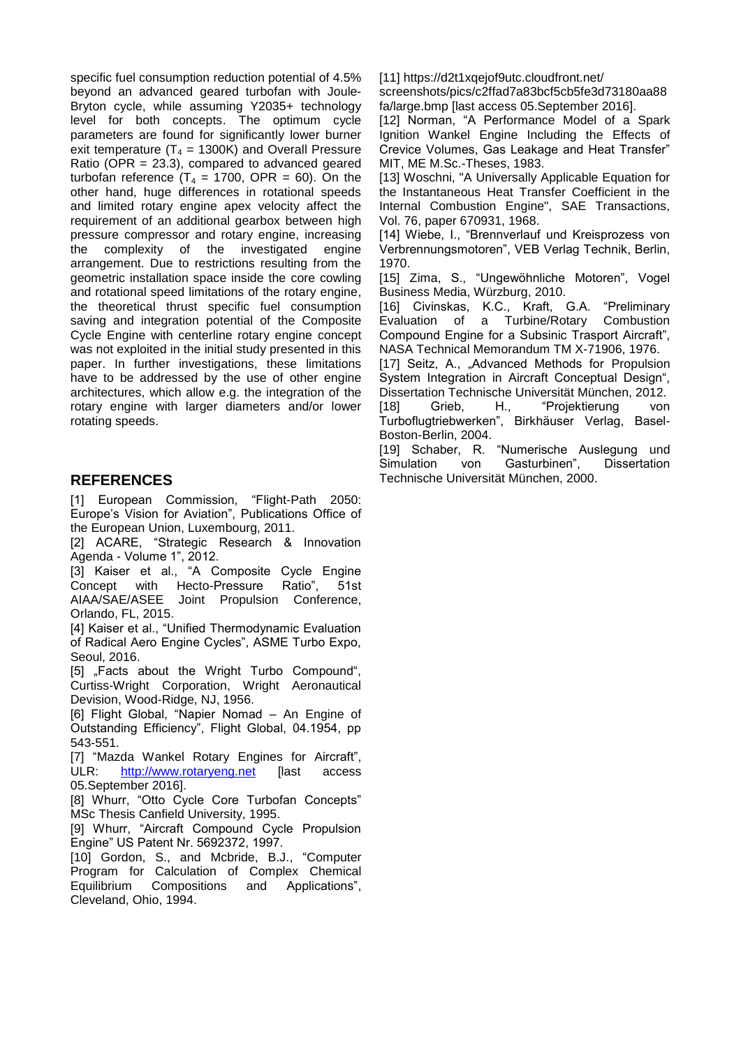specific fuel consumption reduction potential of 4.5% beyond an advanced geared turbofan with Joule-Bryton cycle, while assuming Y2035+ technology level for both concepts. The optimum cycle parameters are found for significantly lower burner exit temperature ($T_4$ = 1300K) and Overall Pressure Ratio (OPR = 23.3), compared to advanced geared turbofan reference ($T_4$ = 1700, OPR = 60). On the other hand, huge differences in rotational speeds and limited rotary engine apex velocity affect the requirement of an additional gearbox between high pressure compressor and rotary engine, increasing the complexity of the investigated engine arrangement. Due to restrictions resulting from the geometric installation space inside the core cowling and rotational speed limitations of the rotary engine, the theoretical thrust specific fuel consumption saving and integration potential of the Composite Cycle Engine with centerline rotary engine concept was not exploited in the initial study presented in this paper. In further investigations, these limitations have to be addressed by the use of other engine architectures, which allow e.g. the integration of the rotary engine with larger diameters and/or lower rotating speeds.

## REFERENCES

[1] European Commission, "Flight-Path 2050: Europe's Vision for Aviation", Publications Office of the European Union, Luxembourg, 2011.

[2] ACARE, "Strategic Research & Innovation Agenda - Volume 1", 2012.

[3] Kaiser et al., "A Composite Cycle Engine Concept with Hecto-Pressure Ratio", 51st AIAA/SAE/ASEE Joint Propulsion Conference, Orlando, FL, 2015.

[4] Kaiser et al., "Unified Thermodynamic Evaluation of Radical Aero Engine Cycles", ASME Turbo Expo, Seoul, 2016.

[5] „Facts about the Wright Turbo Compound", Curtiss-Wright Corporation, Wright Aeronautical Devision, Wood-Ridge, NJ, 1956.

[6] Flight Global, "Napier Nomad – An Engine of Outstanding Efficiency", Flight Global, 04.1954, pp 543-551.

[7] "Mazda Wankel Rotary Engines for Aircraft", ULR: http://www.rotaryeng.net [last access 05.September 2016].

[8] Whurr, "Otto Cycle Core Turbofan Concepts" MSc Thesis Canfield University, 1995.

[9] Whurr, "Aircraft Compound Cycle Propulsion Engine" US Patent Nr. 5692372, 1997.

[10] Gordon, S., and Mcbride, B.J., "Computer Program for Calculation of Complex Chemical Equilibrium Compositions and Applications", Cleveland, Ohio, 1994.

[11] https://d2t1xqejof9utc.cloudfront.net/screenshots/pics/c2ffad7a83bcf5cb5fe3d73180aa88fa/large.bmp [last access 05.September 2016].

[12] Norman, "A Performance Model of a Spark Ignition Wankel Engine Including the Effects of Crevice Volumes, Gas Leakage and Heat Transfer" MIT, ME M.Sc.-Theses, 1983.

[13] Woschni, "A Universally Applicable Equation for the Instantaneous Heat Transfer Coefficient in the Internal Combustion Engine", SAE Transactions, Vol. 76, paper 670931, 1968.

[14] Wiebe, I., "Brennverlauf und Kreisprozess von Verbrennungsmotoren", VEB Verlag Technik, Berlin, 1970.

[15] Zima, S., "Ungewöhnliche Motoren", Vogel Business Media, Würzburg, 2010.

[16] Civinskas, K.C., Kraft, G.A. "Preliminary Evaluation of a Turbine/Rotary Combustion Compound Engine for a Subsinic Trasport Aircraft", NASA Technical Memorandum TM X-71906, 1976.

[17] Seitz, A., „Advanced Methods for Propulsion System Integration in Aircraft Conceptual Design", Dissertation Technische Universität München, 2012.

[18] Grieb, H., "Projektierung von Turboflugtriebwerken", Birkhäuser Verlag, Basel-Boston-Berlin, 2004.

[19] Schaber, R. "Numerische Auslegung und Simulation von Gasturbinen", Dissertation Technische Universität München, 2000.